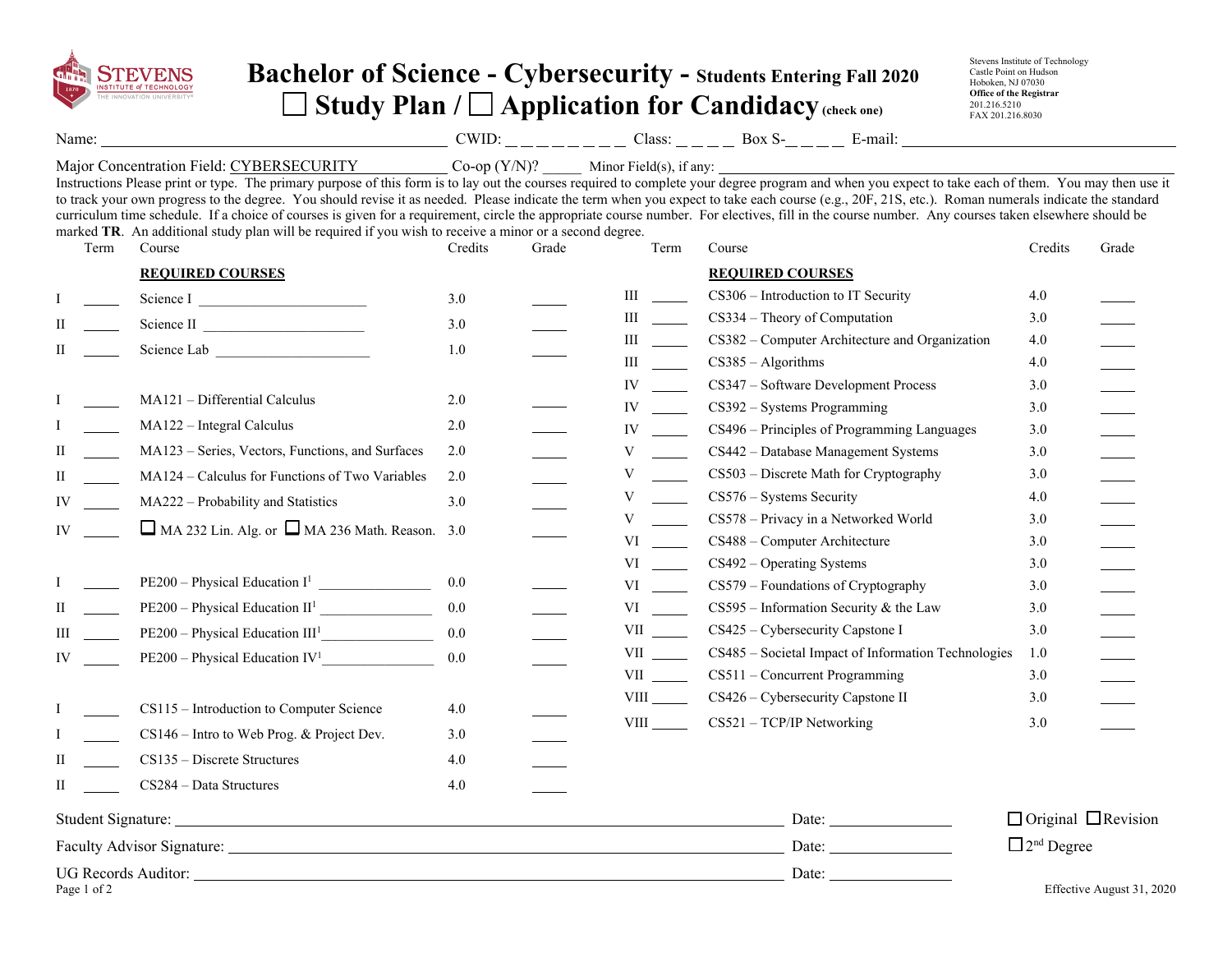# Bachelor of Science - Cybersecurity - Students Entering Fall 2020

## ☐ Study Plan / ☐ Application for Candidacy (check one)

Stevens Institute of Technology
Castle Point on Hudson
Hoboken, NJ 07030
**Office of the Registrar**
201.216.5210
FAX 201.216.8030

Name: ____________________ CWID: _ _ _ _ _ _ _ _ Class: _ _ _ _ Box S-_ _ _ _ E-mail: ____________________

Major Concentration Field: CYBERSECURITY Co-op (Y/N)? _____ Minor Field(s), if any: ____________________

Instructions Please print or type. The primary purpose of this form is to lay out the courses required to complete your degree program and when you expect to take each of them. You may then use it to track your own progress to the degree. You should revise it as needed. Please indicate the term when you expect to take each course (e.g., 20F, 21S, etc.). Roman numerals indicate the standard curriculum time schedule. If a choice of courses is given for a requirement, circle the appropriate course number. For electives, fill in the course number. Any courses taken elsewhere should be marked **TR**. An additional study plan will be required if you wish to receive a minor or a second degree.

**REQUIRED COURSES**

| | Term | Course | Credits | Grade |
|---|---|---|---|---|
| I | _____ | Science I ____________________ | 3.0 | _____ |
| II | _____ | Science II ____________________ | 3.0 | _____ |
| II | _____ | Science Lab ____________________ | 1.0 | _____ |
| I | _____ | MA121 – Differential Calculus | 2.0 | _____ |
| I | _____ | MA122 – Integral Calculus | 2.0 | _____ |
| II | _____ | MA123 – Series, Vectors, Functions, and Surfaces | 2.0 | _____ |
| II | _____ | MA124 – Calculus for Functions of Two Variables | 2.0 | _____ |
| IV | _____ | MA222 – Probability and Statistics | 3.0 | _____ |
| IV | _____ | ☐ MA 232 Lin. Alg. or ☐ MA 236 Math. Reason. | 3.0 | _____ |
| I | _____ | PE200 – Physical Education I[1] ____________ | 0.0 | _____ |
| II | _____ | PE200 – Physical Education II[1] ____________ | 0.0 | _____ |
| III | _____ | PE200 – Physical Education III[1] ____________ | 0.0 | _____ |
| IV | _____ | PE200 – Physical Education IV[1] ____________ | 0.0 | _____ |
| I | _____ | CS115 – Introduction to Computer Science | 4.0 | _____ |
| I | _____ | CS146 – Intro to Web Prog. & Project Dev. | 3.0 | _____ |
| II | _____ | CS135 – Discrete Structures | 4.0 | _____ |
| II | _____ | CS284 – Data Structures | 4.0 | _____ |

**REQUIRED COURSES**

| | Term | Course | Credits | Grade |
|---|---|---|---|---|
| III | _____ | CS306 – Introduction to IT Security | 4.0 | _____ |
| III | _____ | CS334 – Theory of Computation | 3.0 | _____ |
| III | _____ | CS382 – Computer Architecture and Organization | 4.0 | _____ |
| III | _____ | CS385 – Algorithms | 4.0 | _____ |
| IV | _____ | CS347 – Software Development Process | 3.0 | _____ |
| IV | _____ | CS392 – Systems Programming | 3.0 | _____ |
| IV | _____ | CS496 – Principles of Programming Languages | 3.0 | _____ |
| V | _____ | CS442 – Database Management Systems | 3.0 | _____ |
| V | _____ | CS503 – Discrete Math for Cryptography | 3.0 | _____ |
| V | _____ | CS576 – Systems Security | 4.0 | _____ |
| V | _____ | CS578 – Privacy in a Networked World | 3.0 | _____ |
| VI | _____ | CS488 – Computer Architecture | 3.0 | _____ |
| VI | _____ | CS492 – Operating Systems | 3.0 | _____ |
| VI | _____ | CS579 – Foundations of Cryptography | 3.0 | _____ |
| VI | _____ | CS595 – Information Security & the Law | 3.0 | _____ |
| VII | _____ | CS425 – Cybersecurity Capstone I | 3.0 | _____ |
| VII | _____ | CS485 – Societal Impact of Information Technologies | 1.0 | _____ |
| VII | _____ | CS511 – Concurrent Programming | 3.0 | _____ |
| VIII | _____ | CS426 – Cybersecurity Capstone II | 3.0 | _____ |
| VIII | _____ | CS521 – TCP/IP Networking | 3.0 | _____ |

Student Signature: ______________________________ Date: ____________ ☐ Original ☐ Revision

Faculty Advisor Signature: ______________________________ Date: ____________ ☐ 2nd Degree

UG Records Auditor: ______________________________ Date: ____________

Effective August 31, 2020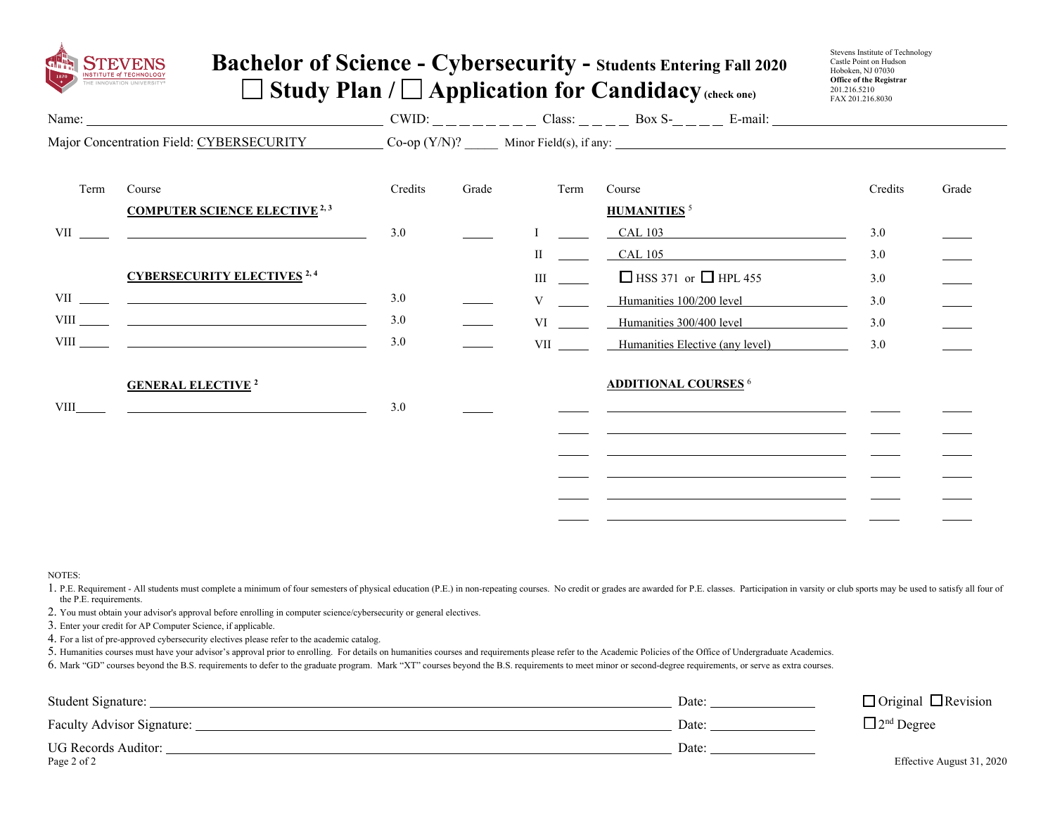# Bachelor of Science - Cybersecurity - Students Entering Fall 2020

☐ Study Plan / ☐ Application for Candidacy (check one)

Stevens Institute of Technology
Castle Point on Hudson
Hoboken, NJ 07030
**Office of the Registrar**
201.216.5210
FAX 201.216.8030

Name: ________________ CWID: _ _ _ _ _ _ _ _ Class: _ _ _ _ Box S-_ _ _ _ E-mail: ________________

Major Concentration Field: CYBERSECURITY Co-op (Y/N)? _____ Minor Field(s), if any: ________________

| Term | Course | Credits | Grade | Term | Course | Credits | Grade |
|---|---|---|---|---|---|---|---|
| | **COMPUTER SCIENCE ELECTIVE** [2, 3] | | | | **HUMANITIES** [5] | | |
| VII ____ | ________________ | 3.0 | ____ | I ____ | CAL 103 | 3.0 | ____ |
| | | | | II ____ | CAL 105 | 3.0 | ____ |
| | **CYBERSECURITY ELECTIVES** [2, 4] | | | III ____ | ☐ HSS 371 or ☐ HPL 455 | 3.0 | ____ |
| VII ____ | ________________ | 3.0 | ____ | V ____ | Humanities 100/200 level | 3.0 | ____ |
| VIII ____ | ________________ | 3.0 | ____ | VI ____ | Humanities 300/400 level | 3.0 | ____ |
| VIII ____ | ________________ | 3.0 | ____ | VII ____ | Humanities Elective (any level) | 3.0 | ____ |
| | **GENERAL ELECTIVE** [2] | | | | **ADDITIONAL COURSES** [6] | | |
| VIII ____ | ________________ | 3.0 | ____ | ____ | ________________ | ____ | ____ |
| | | | | ____ | ________________ | ____ | ____ |
| | | | | ____ | ________________ | ____ | ____ |
| | | | | ____ | ________________ | ____ | ____ |
| | | | | ____ | ________________ | ____ | ____ |
| | | | | ____ | ________________ | ____ | ____ |

NOTES:

1. P.E. Requirement - All students must complete a minimum of four semesters of physical education (P.E.) in non-repeating courses. No credit or grades are awarded for P.E. classes. Participation in varsity or club sports may be used to satisfy all four of the P.E. requirements.
2. You must obtain your advisor's approval before enrolling in computer science/cybersecurity or general electives.
3. Enter your credit for AP Computer Science, if applicable.
4. For a list of pre-approved cybersecurity electives please refer to the academic catalog.
5. Humanities courses must have your advisor's approval prior to enrolling. For details on humanities courses and requirements please refer to the Academic Policies of the Office of Undergraduate Academics.
6. Mark "GD" courses beyond the B.S. requirements to defer to the graduate program. Mark "XT" courses beyond the B.S. requirements to meet minor or second-degree requirements, or serve as extra courses.

Student Signature: ________________ Date: ________ ☐ Original ☐ Revision

Faculty Advisor Signature: ________________ Date: ________ ☐ 2nd Degree

UG Records Auditor: ________________ Date: ________

Effective August 31, 2020